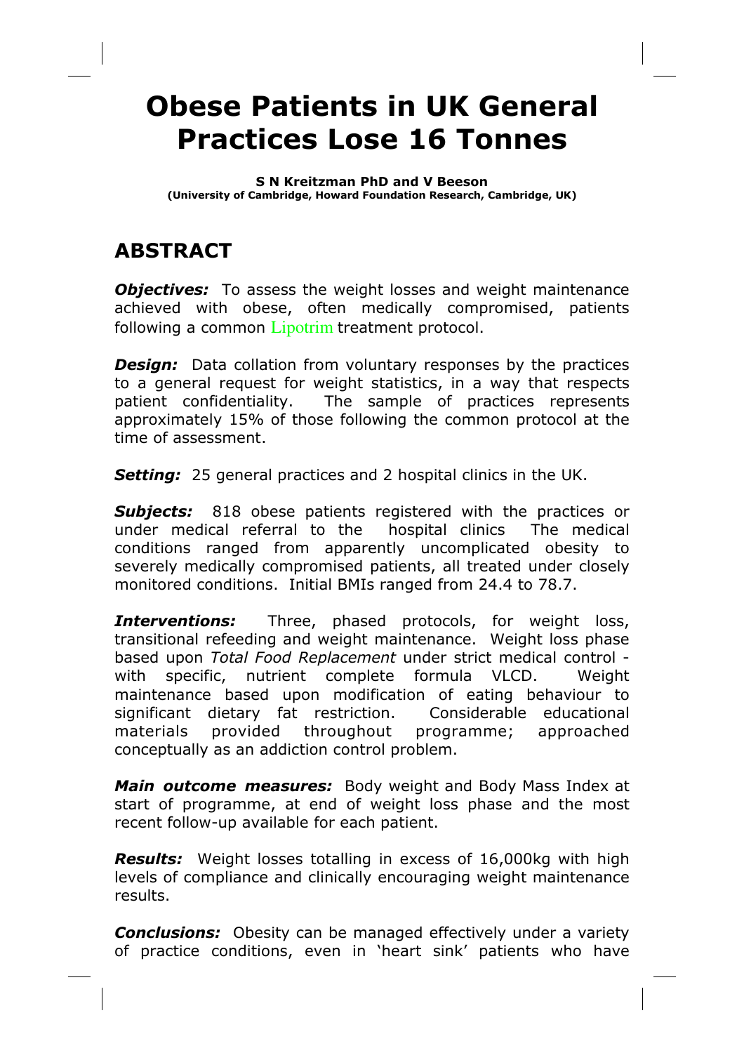# Obese Patients in UK General Practices Lose 16 Tonnes

**S N Kreitzman PhD and V Beeson**
**(University of Cambridge, Howard Foundation Research, Cambridge, UK)**

## ABSTRACT

***Objectives:*** To assess the weight losses and weight maintenance achieved with obese, often medically compromised, patients following a common Lipotrim treatment protocol.

***Design:*** Data collation from voluntary responses by the practices to a general request for weight statistics, in a way that respects patient confidentiality. The sample of practices represents approximately 15% of those following the common protocol at the time of assessment.

***Setting:*** 25 general practices and 2 hospital clinics in the UK.

***Subjects:*** 818 obese patients registered with the practices or under medical referral to the hospital clinics The medical conditions ranged from apparently uncomplicated obesity to severely medically compromised patients, all treated under closely monitored conditions. Initial BMIs ranged from 24.4 to 78.7.

***Interventions:*** Three, phased protocols, for weight loss, transitional refeeding and weight maintenance. Weight loss phase based upon *Total Food Replacement* under strict medical control - with specific, nutrient complete formula VLCD. Weight maintenance based upon modification of eating behaviour to significant dietary fat restriction. Considerable educational materials provided throughout programme; approached conceptually as an addiction control problem.

***Main outcome measures:*** Body weight and Body Mass Index at start of programme, at end of weight loss phase and the most recent follow-up available for each patient.

***Results:*** Weight losses totalling in excess of 16,000kg with high levels of compliance and clinically encouraging weight maintenance results.

***Conclusions:*** Obesity can be managed effectively under a variety of practice conditions, even in 'heart sink' patients who have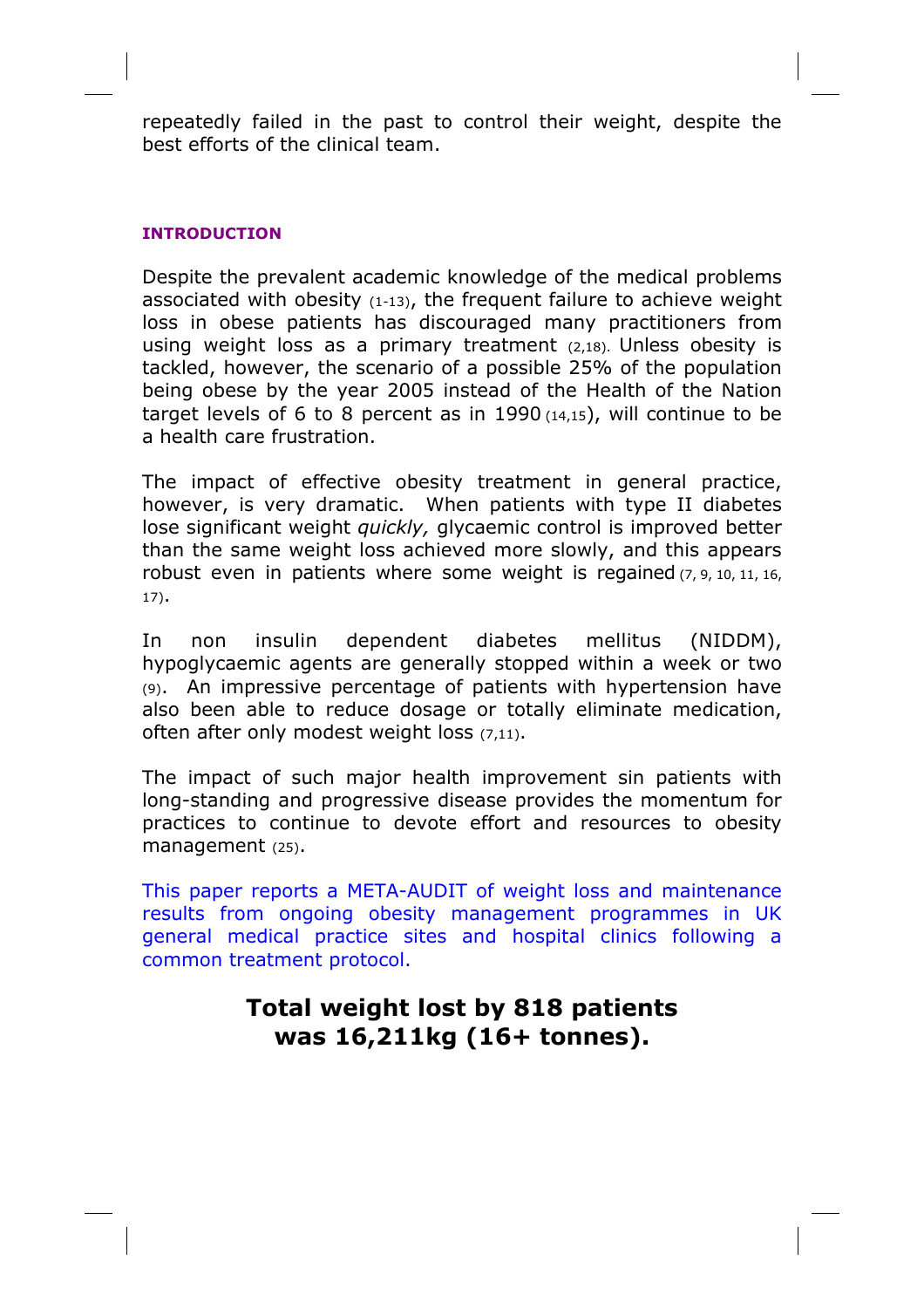repeatedly failed in the past to control their weight, despite the best efforts of the clinical team.

## INTRODUCTION

Despite the prevalent academic knowledge of the medical problems associated with obesity (1-13), the frequent failure to achieve weight loss in obese patients has discouraged many practitioners from using weight loss as a primary treatment (2,18). Unless obesity is tackled, however, the scenario of a possible 25% of the population being obese by the year 2005 instead of the Health of the Nation target levels of 6 to 8 percent as in 1990 (14,15), will continue to be a health care frustration.

The impact of effective obesity treatment in general practice, however, is very dramatic. When patients with type II diabetes lose significant weight *quickly,* glycaemic control is improved better than the same weight loss achieved more slowly, and this appears robust even in patients where some weight is regained (7, 9, 10, 11, 16, 17).

In non insulin dependent diabetes mellitus (NIDDM), hypoglycaemic agents are generally stopped within a week or two (9). An impressive percentage of patients with hypertension have also been able to reduce dosage or totally eliminate medication, often after only modest weight loss (7,11).

The impact of such major health improvement sin patients with long-standing and progressive disease provides the momentum for practices to continue to devote effort and resources to obesity management (25).

This paper reports a META-AUDIT of weight loss and maintenance results from ongoing obesity management programmes in UK general medical practice sites and hospital clinics following a common treatment protocol.

**Total weight lost by 818 patients was 16,211kg (16+ tonnes).**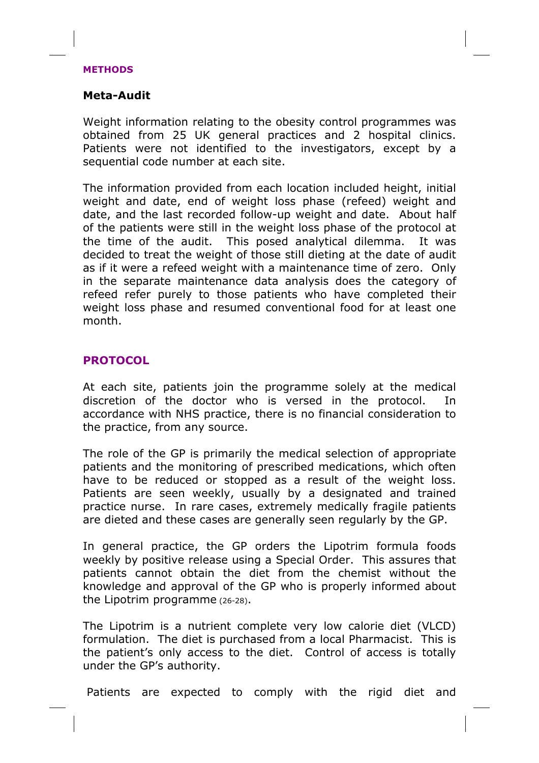## METHODS

### Meta-Audit

Weight information relating to the obesity control programmes was obtained from 25 UK general practices and 2 hospital clinics. Patients were not identified to the investigators, except by a sequential code number at each site.

The information provided from each location included height, initial weight and date, end of weight loss phase (refeed) weight and date, and the last recorded follow-up weight and date. About half of the patients were still in the weight loss phase of the protocol at the time of the audit. This posed analytical dilemma. It was decided to treat the weight of those still dieting at the date of audit as if it were a refeed weight with a maintenance time of zero. Only in the separate maintenance data analysis does the category of refeed refer purely to those patients who have completed their weight loss phase and resumed conventional food for at least one month.

## PROTOCOL

At each site, patients join the programme solely at the medical discretion of the doctor who is versed in the protocol. In accordance with NHS practice, there is no financial consideration to the practice, from any source.

The role of the GP is primarily the medical selection of appropriate patients and the monitoring of prescribed medications, which often have to be reduced or stopped as a result of the weight loss. Patients are seen weekly, usually by a designated and trained practice nurse. In rare cases, extremely medically fragile patients are dieted and these cases are generally seen regularly by the GP.

In general practice, the GP orders the Lipotrim formula foods weekly by positive release using a Special Order. This assures that patients cannot obtain the diet from the chemist without the knowledge and approval of the GP who is properly informed about the Lipotrim programme (26-28).

The Lipotrim is a nutrient complete very low calorie diet (VLCD) formulation. The diet is purchased from a local Pharmacist. This is the patient's only access to the diet. Control of access is totally under the GP's authority.

Patients are expected to comply with the rigid diet and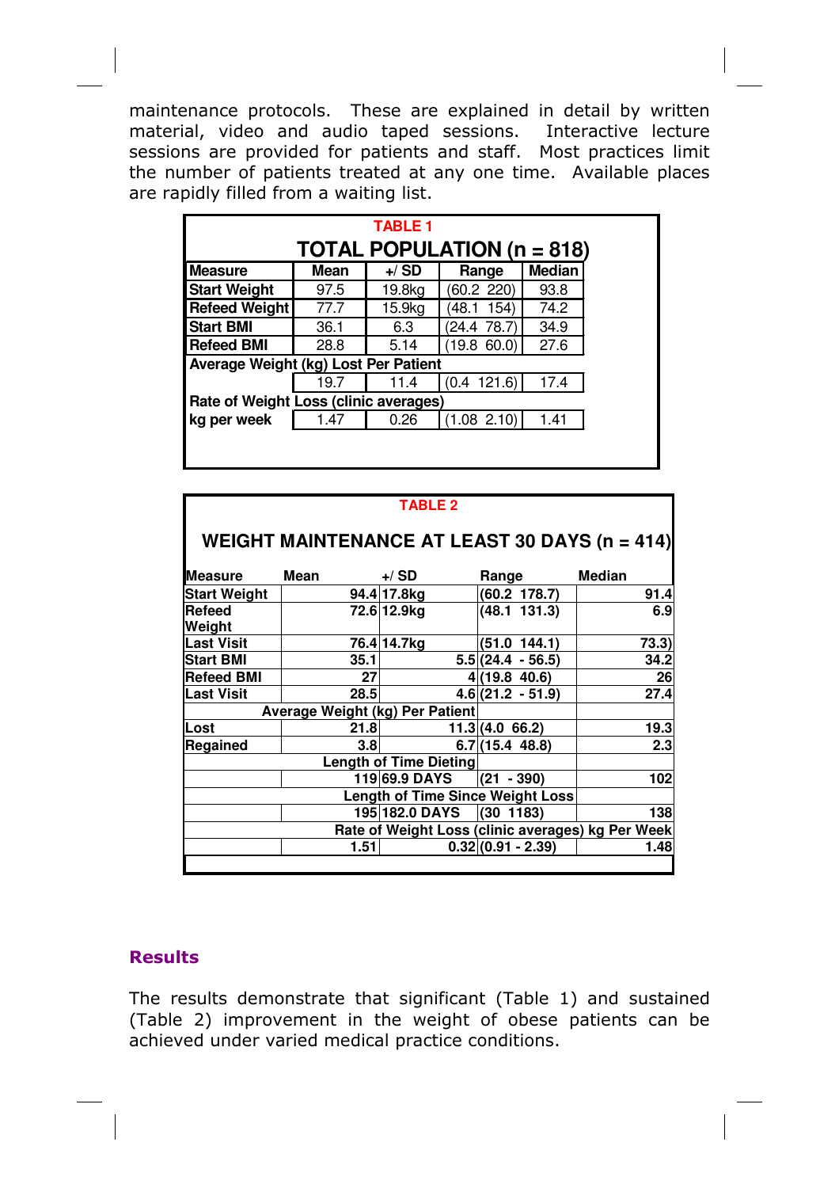maintenance protocols. These are explained in detail by written material, video and audio taped sessions. Interactive lecture sessions are provided for patients and staff. Most practices limit the number of patients treated at any one time. Available places are rapidly filled from a waiting list.

**TABLE 1**

**TOTAL POPULATION (n = 818)**

| Measure | Mean | +/ SD | Range | Median |
|---|---|---|---|---|
| Start Weight | 97.5 | 19.8kg | (60.2 220) | 93.8 |
| Refeed Weight | 77.7 | 15.9kg | (48.1 154) | 74.2 |
| Start BMI | 36.1 | 6.3 | (24.4 78.7) | 34.9 |
| Refeed BMI | 28.8 | 5.14 | (19.8 60.0) | 27.6 |
| **Average Weight (kg) Lost Per Patient** | | | | |
| | 19.7 | 11.4 | (0.4 121.6) | 17.4 |
| **Rate of Weight Loss (clinic averages)** | | | | |
| kg per week | 1.47 | 0.26 | (1.08 2.10) | 1.41 |

**TABLE 2**

**WEIGHT MAINTENANCE AT LEAST 30 DAYS (n = 414)**

| Measure | Mean | +/ SD | Range | Median |
|---|---|---|---|---|
| Start Weight | 94.4 | 17.8kg | (60.2 178.7) | 91.4 |
| Refeed Weight | 72.6 | 12.9kg | (48.1 131.3) | 6.9 |
| Last Visit | 76.4 | 14.7kg | (51.0 144.1) | 73.3) |
| Start BMI | 35.1 | 5.5 | (24.4 - 56.5) | 34.2 |
| Refeed BMI | 27 | 4 | (19.8 40.6) | 26 |
| Last Visit | 28.5 | 4.6 | (21.2 - 51.9) | 27.4 |
| **Average Weight (kg) Per Patient** | | | | |
| Lost | 21.8 | 11.3 | (4.0 66.2) | 19.3 |
| Regained | 3.8 | 6.7 | (15.4 48.8) | 2.3 |
| **Length of Time Dieting** | | | | |
| | 119 | 69.9 DAYS | (21 - 390) | 102 |
| **Length of Time Since Weight Loss** | | | | |
| | 195 | 182.0 DAYS | (30 1183) | 138 |
| **Rate of Weight Loss (clinic averages) kg Per Week** | | | | |
| | 1.51 | 0.32 | (0.91 - 2.39) | 1.48 |

## Results

The results demonstrate that significant (Table 1) and sustained (Table 2) improvement in the weight of obese patients can be achieved under varied medical practice conditions.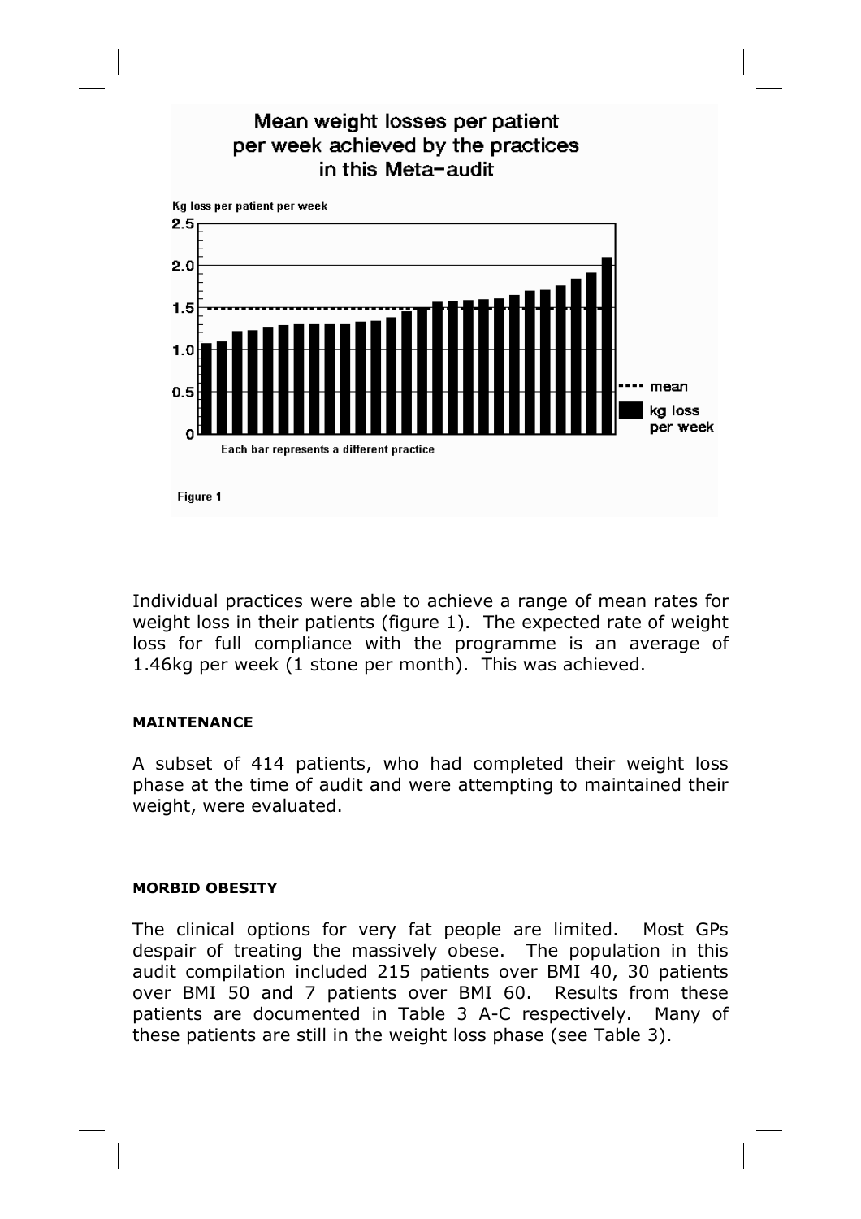Individual practices were able to achieve a range of mean rates for weight loss in their patients (figure 1). The expected rate of weight loss for full compliance with the programme is an average of 1.46kg per week (1 stone per month). This was achieved.

#### MAINTENANCE

A subset of 414 patients, who had completed their weight loss phase at the time of audit and were attempting to maintained their weight, were evaluated.

#### MORBID OBESITY

The clinical options for very fat people are limited. Most GPs despair of treating the massively obese. The population in this audit compilation included 215 patients over BMI 40, 30 patients over BMI 50 and 7 patients over BMI 60. Results from these patients are documented in Table 3 A-C respectively. Many of these patients are still in the weight loss phase (see Table 3).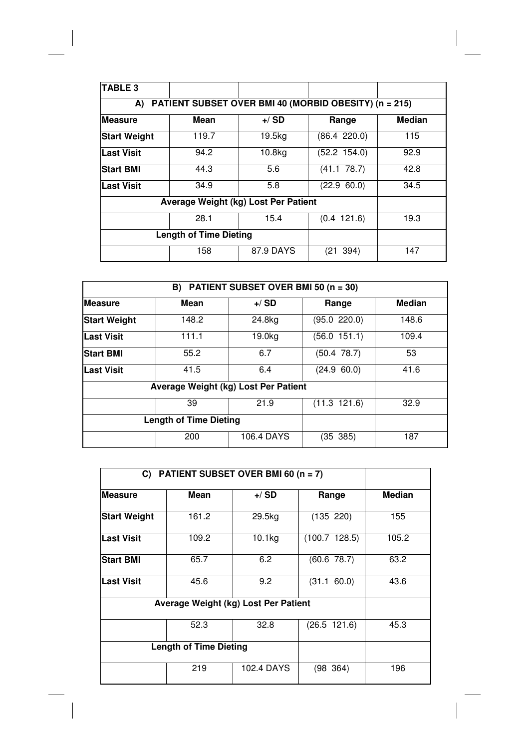**TABLE 3**

| **A) PATIENT SUBSET OVER BMI 40 (MORBID OBESITY) (n = 215)** | | | | |
|---|---|---|---|---|
| **Measure** | **Mean** | **+/ SD** | **Range** | **Median** |
| **Start Weight** | 119.7 | 19.5kg | (86.4 220.0) | 115 |
| **Last Visit** | 94.2 | 10.8kg | (52.2 154.0) | 92.9 |
| **Start BMI** | 44.3 | 5.6 | (41.1 78.7) | 42.8 |
| **Last Visit** | 34.9 | 5.8 | (22.9 60.0) | 34.5 |
| **Average Weight (kg) Lost Per Patient** | | | | |
| | 28.1 | 15.4 | (0.4 121.6) | 19.3 |
| **Length of Time Dieting** | | | | |
| | 158 | 87.9 DAYS | (21 394) | 147 |

| **B) PATIENT SUBSET OVER BMI 50 (n = 30)** | | | | |
|---|---|---|---|---|
| **Measure** | **Mean** | **+/ SD** | **Range** | **Median** |
| **Start Weight** | 148.2 | 24.8kg | (95.0 220.0) | 148.6 |
| **Last Visit** | 111.1 | 19.0kg | (56.0 151.1) | 109.4 |
| **Start BMI** | 55.2 | 6.7 | (50.4 78.7) | 53 |
| **Last Visit** | 41.5 | 6.4 | (24.9 60.0) | 41.6 |
| **Average Weight (kg) Lost Per Patient** | | | | |
| | 39 | 21.9 | (11.3 121.6) | 32.9 |
| **Length of Time Dieting** | | | | |
| | 200 | 106.4 DAYS | (35 385) | 187 |

| **C) PATIENT SUBSET OVER BMI 60 (n = 7)** | | | | |
|---|---|---|---|---|
| **Measure** | **Mean** | **+/ SD** | **Range** | **Median** |
| **Start Weight** | 161.2 | 29.5kg | (135 220) | 155 |
| **Last Visit** | 109.2 | 10.1kg | (100.7 128.5) | 105.2 |
| **Start BMI** | 65.7 | 6.2 | (60.6 78.7) | 63.2 |
| **Last Visit** | 45.6 | 9.2 | (31.1 60.0) | 43.6 |
| **Average Weight (kg) Lost Per Patient** | | | | |
| | 52.3 | 32.8 | (26.5 121.6) | 45.3 |
| **Length of Time Dieting** | | | | |
| | 219 | 102.4 DAYS | (98 364) | 196 |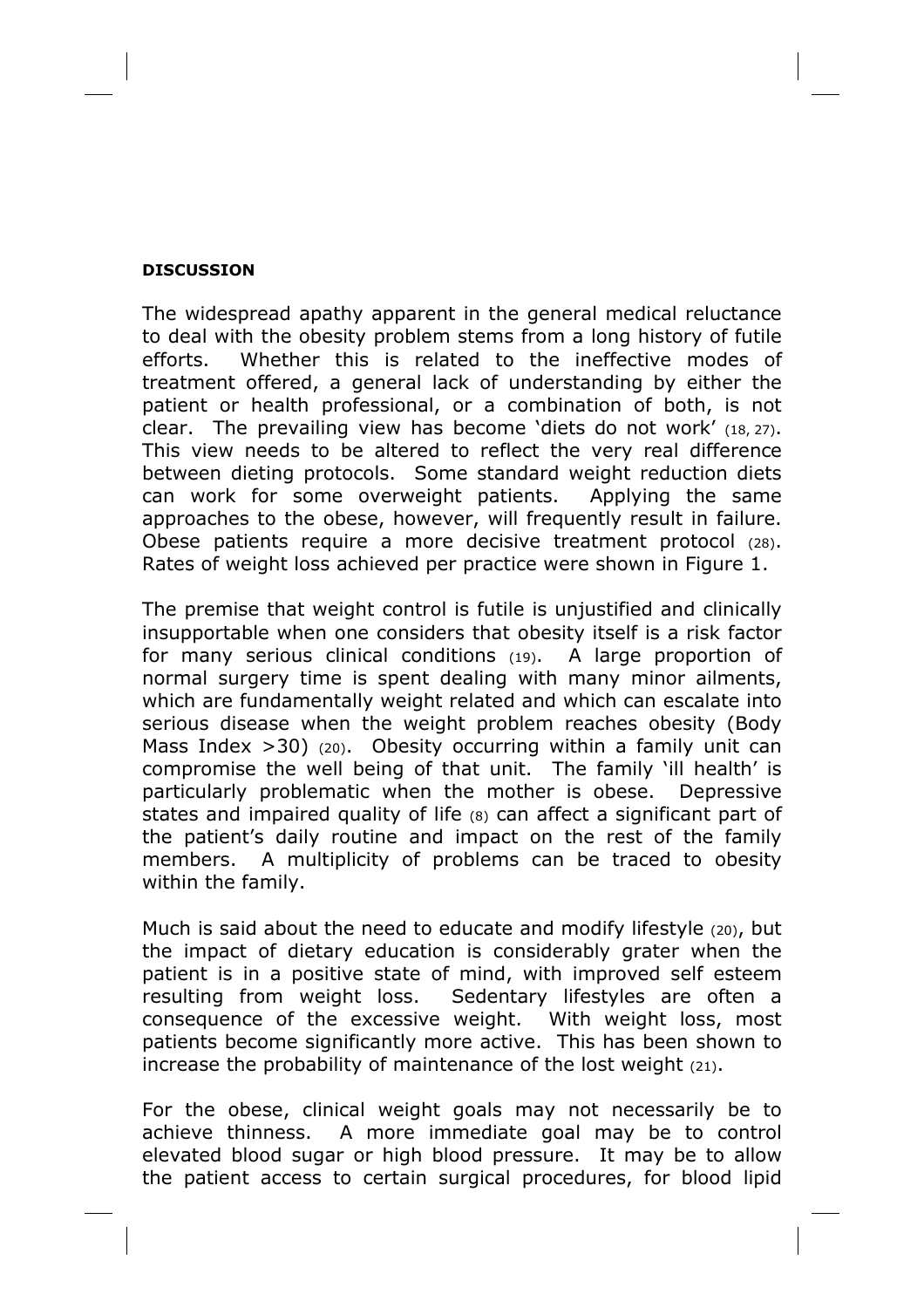## DISCUSSION

The widespread apathy apparent in the general medical reluctance to deal with the obesity problem stems from a long history of futile efforts. Whether this is related to the ineffective modes of treatment offered, a general lack of understanding by either the patient or health professional, or a combination of both, is not clear. The prevailing view has become 'diets do not work' (18, 27). This view needs to be altered to reflect the very real difference between dieting protocols. Some standard weight reduction diets can work for some overweight patients. Applying the same approaches to the obese, however, will frequently result in failure. Obese patients require a more decisive treatment protocol (28). Rates of weight loss achieved per practice were shown in Figure 1.

The premise that weight control is futile is unjustified and clinically insupportable when one considers that obesity itself is a risk factor for many serious clinical conditions (19). A large proportion of normal surgery time is spent dealing with many minor ailments, which are fundamentally weight related and which can escalate into serious disease when the weight problem reaches obesity (Body Mass Index >30) (20). Obesity occurring within a family unit can compromise the well being of that unit. The family 'ill health' is particularly problematic when the mother is obese. Depressive states and impaired quality of life (8) can affect a significant part of the patient's daily routine and impact on the rest of the family members. A multiplicity of problems can be traced to obesity within the family.

Much is said about the need to educate and modify lifestyle (20), but the impact of dietary education is considerably grater when the patient is in a positive state of mind, with improved self esteem resulting from weight loss. Sedentary lifestyles are often a consequence of the excessive weight. With weight loss, most patients become significantly more active. This has been shown to increase the probability of maintenance of the lost weight (21).

For the obese, clinical weight goals may not necessarily be to achieve thinness. A more immediate goal may be to control elevated blood sugar or high blood pressure. It may be to allow the patient access to certain surgical procedures, for blood lipid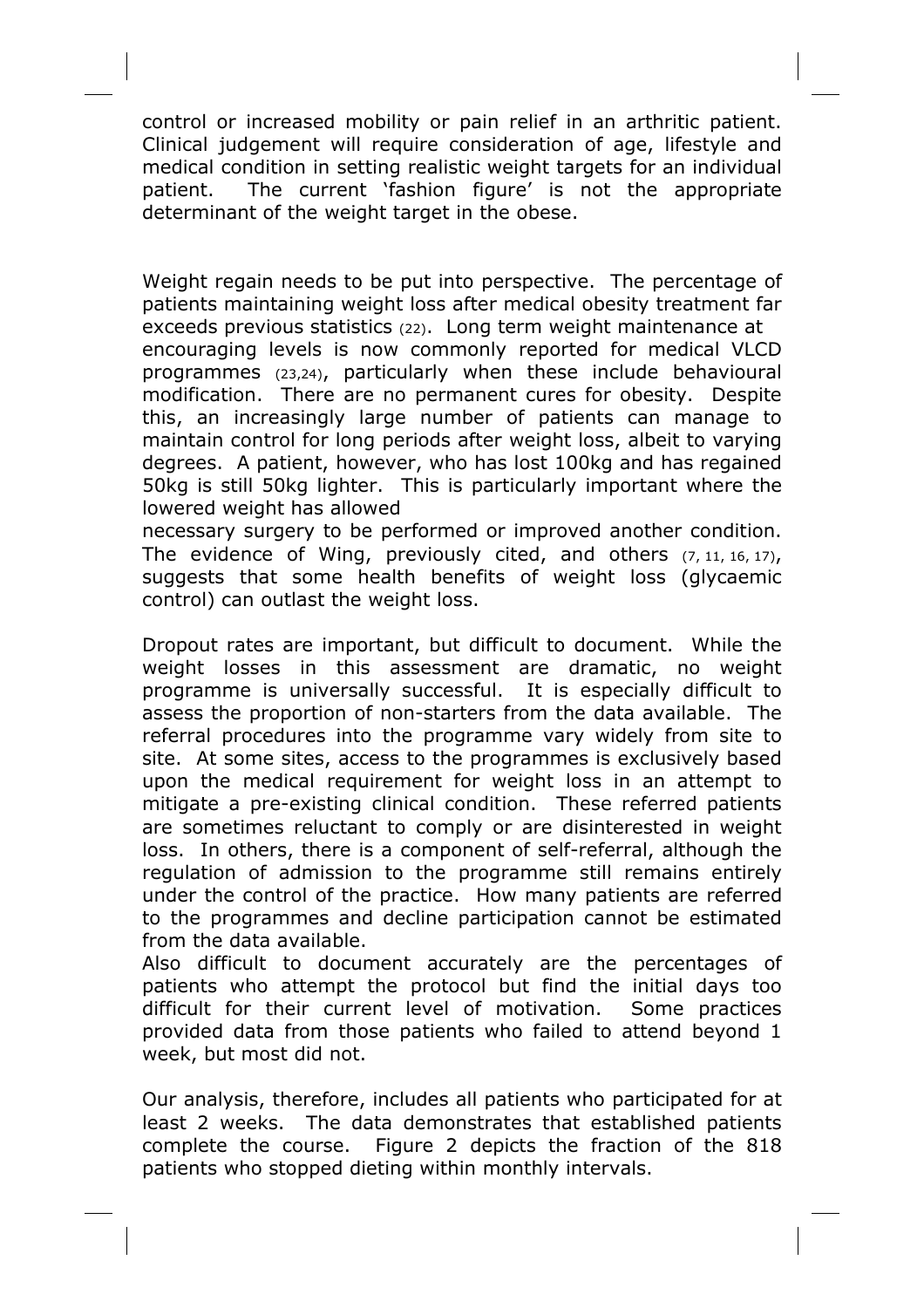control or increased mobility or pain relief in an arthritic patient. Clinical judgement will require consideration of age, lifestyle and medical condition in setting realistic weight targets for an individual patient. The current 'fashion figure' is not the appropriate determinant of the weight target in the obese.

Weight regain needs to be put into perspective. The percentage of patients maintaining weight loss after medical obesity treatment far exceeds previous statistics (22). Long term weight maintenance at encouraging levels is now commonly reported for medical VLCD programmes (23,24), particularly when these include behavioural modification. There are no permanent cures for obesity. Despite this, an increasingly large number of patients can manage to maintain control for long periods after weight loss, albeit to varying degrees. A patient, however, who has lost 100kg and has regained 50kg is still 50kg lighter. This is particularly important where the lowered weight has allowed necessary surgery to be performed or improved another condition. The evidence of Wing, previously cited, and others (7, 11, 16, 17), suggests that some health benefits of weight loss (glycaemic control) can outlast the weight loss.

Dropout rates are important, but difficult to document. While the weight losses in this assessment are dramatic, no weight programme is universally successful. It is especially difficult to assess the proportion of non-starters from the data available. The referral procedures into the programme vary widely from site to site. At some sites, access to the programmes is exclusively based upon the medical requirement for weight loss in an attempt to mitigate a pre-existing clinical condition. These referred patients are sometimes reluctant to comply or are disinterested in weight loss. In others, there is a component of self-referral, although the regulation of admission to the programme still remains entirely under the control of the practice. How many patients are referred to the programmes and decline participation cannot be estimated from the data available.

Also difficult to document accurately are the percentages of patients who attempt the protocol but find the initial days too difficult for their current level of motivation. Some practices provided data from those patients who failed to attend beyond 1 week, but most did not.

Our analysis, therefore, includes all patients who participated for at least 2 weeks. The data demonstrates that established patients complete the course. Figure 2 depicts the fraction of the 818 patients who stopped dieting within monthly intervals.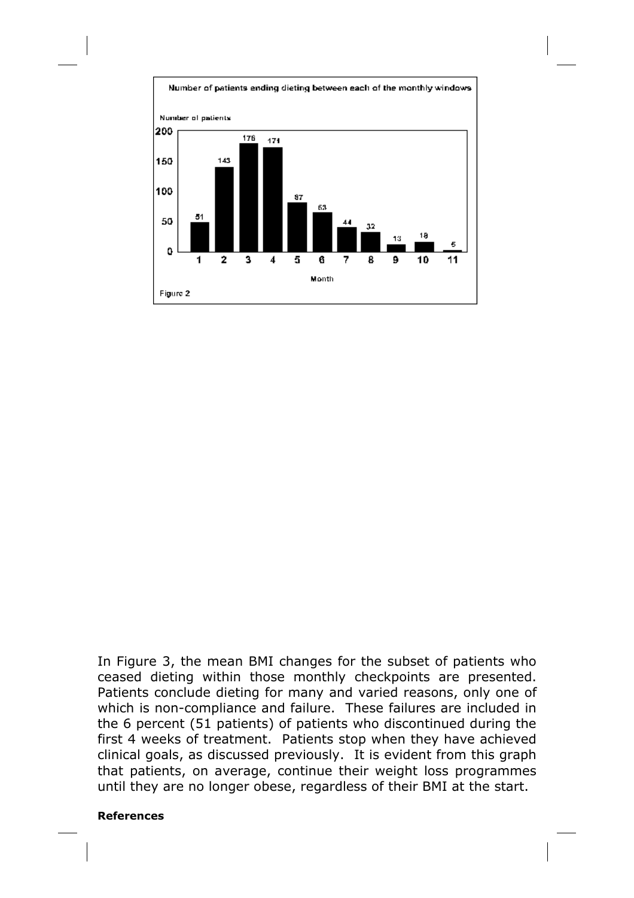Number of patients ending dieting between each of the monthly windows

| Month | 1 | 2 | 3 | 4 | 5 | 6 | 7 | 8 | 9 | 10 | 11 |
|---|---|---|---|---|---|---|---|---|---|---|---|
| Number of patients | 51 | 143 | 176 | 171 | 87 | 63 | 44 | 32 | 13 | 18 | 5 |

Figure 2

In Figure 3, the mean BMI changes for the subset of patients who ceased dieting within those monthly checkpoints are presented. Patients conclude dieting for many and varied reasons, only one of which is non-compliance and failure. These failures are included in the 6 percent (51 patients) of patients who discontinued during the first 4 weeks of treatment. Patients stop when they have achieved clinical goals, as discussed previously. It is evident from this graph that patients, on average, continue their weight loss programmes until they are no longer obese, regardless of their BMI at the start.

**References**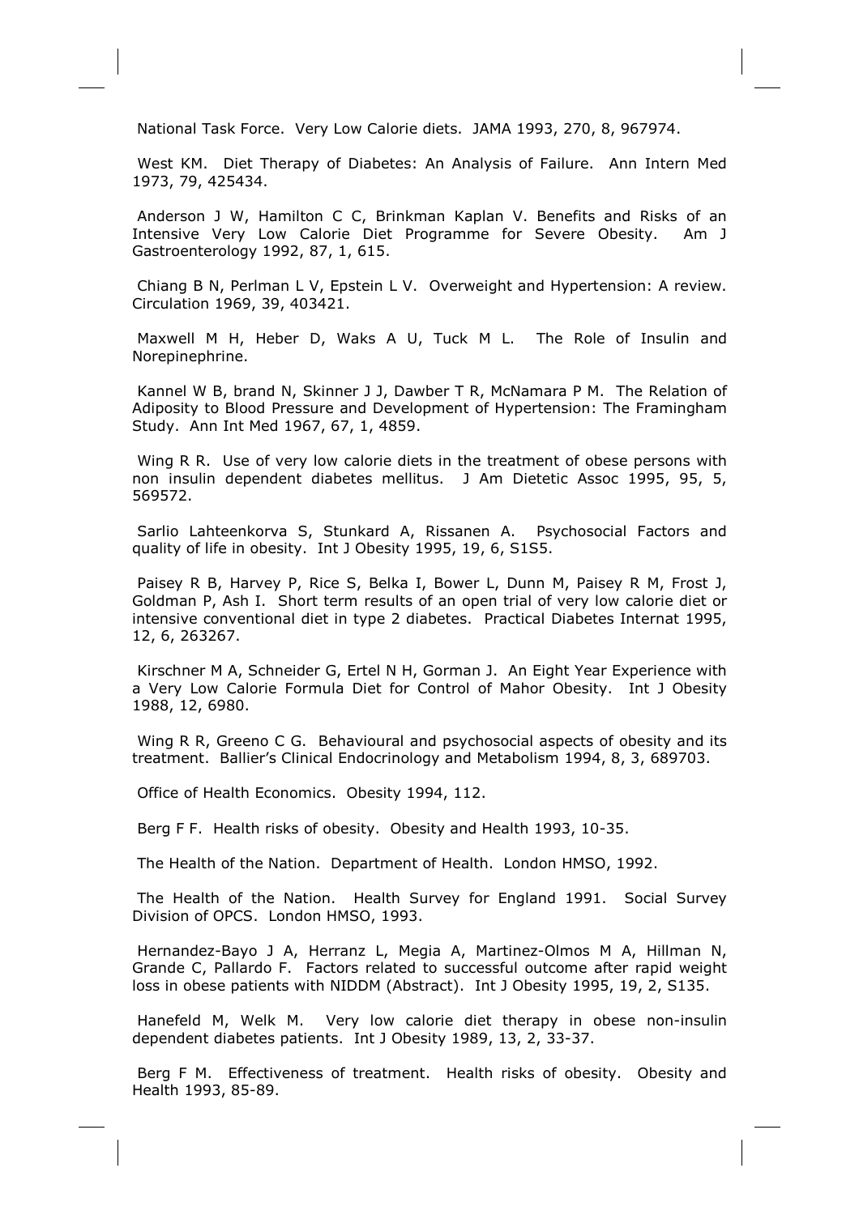National Task Force. Very Low Calorie diets. JAMA 1993, 270, 8, 967974.

West KM. Diet Therapy of Diabetes: An Analysis of Failure. Ann Intern Med 1973, 79, 425434.

Anderson J W, Hamilton C C, Brinkman Kaplan V. Benefits and Risks of an Intensive Very Low Calorie Diet Programme for Severe Obesity. Am J Gastroenterology 1992, 87, 1, 615.

Chiang B N, Perlman L V, Epstein L V. Overweight and Hypertension: A review. Circulation 1969, 39, 403421.

Maxwell M H, Heber D, Waks A U, Tuck M L. The Role of Insulin and Norepinephrine.

Kannel W B, brand N, Skinner J J, Dawber T R, McNamara P M. The Relation of Adiposity to Blood Pressure and Development of Hypertension: The Framingham Study. Ann Int Med 1967, 67, 1, 4859.

Wing R R. Use of very low calorie diets in the treatment of obese persons with non insulin dependent diabetes mellitus. J Am Dietetic Assoc 1995, 95, 5, 569572.

Sarlio Lahteenkorva S, Stunkard A, Rissanen A. Psychosocial Factors and quality of life in obesity. Int J Obesity 1995, 19, 6, S1S5.

Paisey R B, Harvey P, Rice S, Belka I, Bower L, Dunn M, Paisey R M, Frost J, Goldman P, Ash I. Short term results of an open trial of very low calorie diet or intensive conventional diet in type 2 diabetes. Practical Diabetes Internat 1995, 12, 6, 263267.

Kirschner M A, Schneider G, Ertel N H, Gorman J. An Eight Year Experience with a Very Low Calorie Formula Diet for Control of Mahor Obesity. Int J Obesity 1988, 12, 6980.

Wing R R, Greeno C G. Behavioural and psychosocial aspects of obesity and its treatment. Ballier's Clinical Endocrinology and Metabolism 1994, 8, 3, 689703.

Office of Health Economics. Obesity 1994, 112.

Berg F F. Health risks of obesity. Obesity and Health 1993, 10-35.

The Health of the Nation. Department of Health. London HMSO, 1992.

The Health of the Nation. Health Survey for England 1991. Social Survey Division of OPCS. London HMSO, 1993.

Hernandez-Bayo J A, Herranz L, Megia A, Martinez-Olmos M A, Hillman N, Grande C, Pallardo F. Factors related to successful outcome after rapid weight loss in obese patients with NIDDM (Abstract). Int J Obesity 1995, 19, 2, S135.

Hanefeld M, Welk M. Very low calorie diet therapy in obese non-insulin dependent diabetes patients. Int J Obesity 1989, 13, 2, 33-37.

Berg F M. Effectiveness of treatment. Health risks of obesity. Obesity and Health 1993, 85-89.